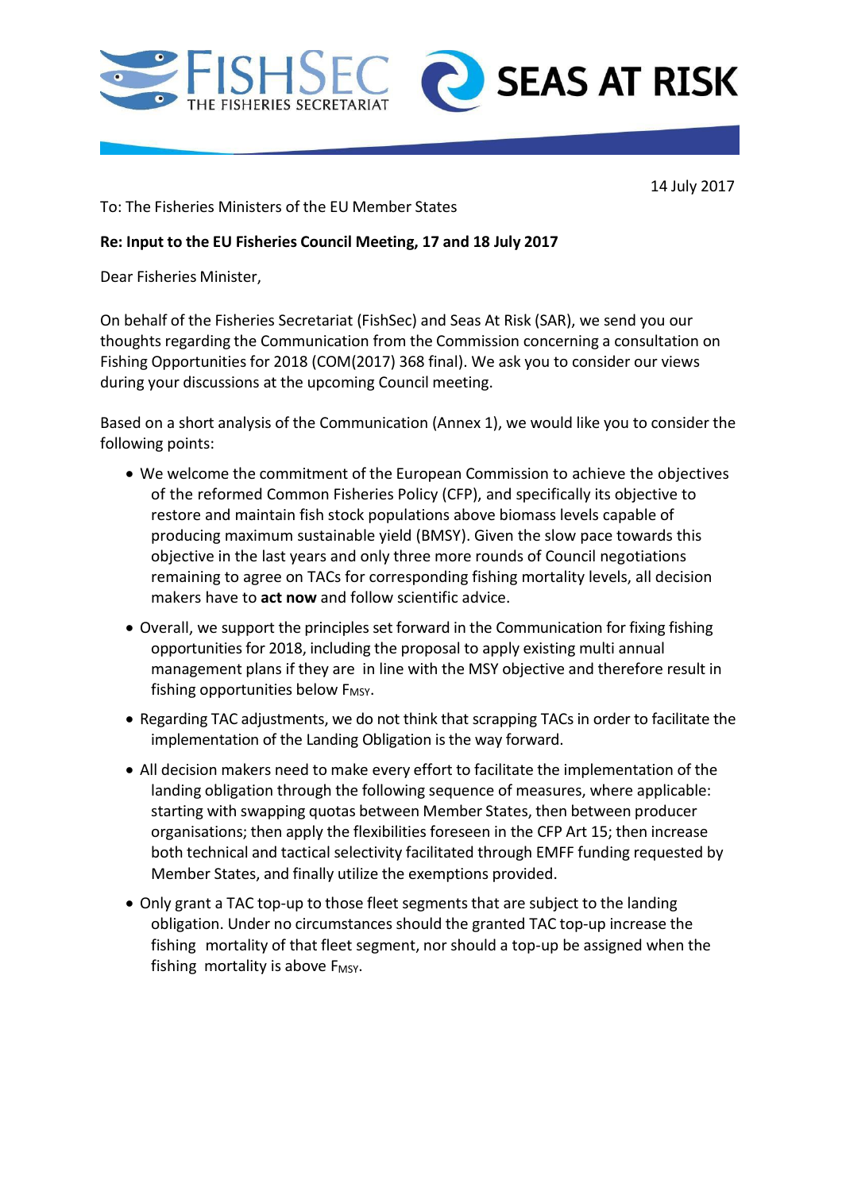14 July 2017

To: The Fisheries Ministers of the EU Member States

**Re: Input to the EU Fisheries Council Meeting, 17 and 18 July 2017**

Dear Fisheries Minister,

On behalf of the Fisheries Secretariat (FishSec) and Seas At Risk (SAR), we send you our thoughts regarding the Communication from the Commission concerning a consultation on Fishing Opportunities for 2018 (COM(2017) 368 final). We ask you to consider our views during your discussions at the upcoming Council meeting.

Based on a short analysis of the Communication (Annex 1), we would like you to consider the following points:

- We welcome the commitment of the European Commission to achieve the objectives of the reformed Common Fisheries Policy (CFP), and specifically its objective to restore and maintain fish stock populations above biomass levels capable of producing maximum sustainable yield (BMSY). Given the slow pace towards this objective in the last years and only three more rounds of Council negotiations remaining to agree on TACs for corresponding fishing mortality levels, all decision makers have to **act now** and follow scientific advice.
- Overall, we support the principles set forward in the Communication for fixing fishing opportunities for 2018, including the proposal to apply existing multi annual management plans if they are in line with the MSY objective and therefore result in fishing opportunities below $F_{MSY}$.
- Regarding TAC adjustments, we do not think that scrapping TACs in order to facilitate the implementation of the Landing Obligation is the way forward.
- All decision makers need to make every effort to facilitate the implementation of the landing obligation through the following sequence of measures, where applicable: starting with swapping quotas between Member States, then between producer organisations; then apply the flexibilities foreseen in the CFP Art 15; then increase both technical and tactical selectivity facilitated through EMFF funding requested by Member States, and finally utilize the exemptions provided.
- Only grant a TAC top-up to those fleet segments that are subject to the landing obligation. Under no circumstances should the granted TAC top-up increase the fishing mortality of that fleet segment, nor should a top-up be assigned when the fishing mortality is above $F_{MSY}$.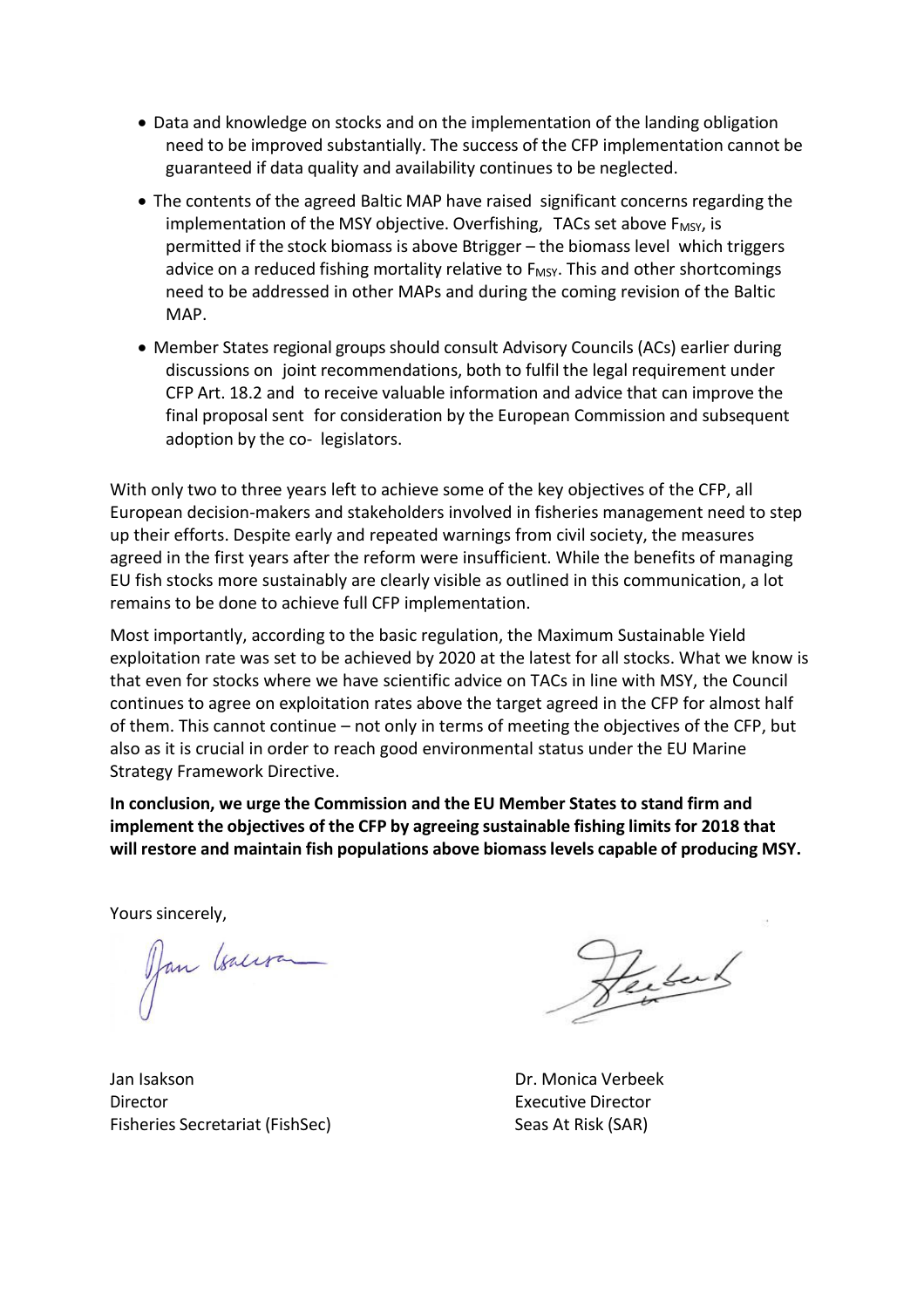- Data and knowledge on stocks and on the implementation of the landing obligation need to be improved substantially. The success of the CFP implementation cannot be guaranteed if data quality and availability continues to be neglected.
- The contents of the agreed Baltic MAP have raised significant concerns regarding the implementation of the MSY objective. Overfishing, TACs set above $F_{MSY}$, is permitted if the stock biomass is above Btrigger – the biomass level which triggers advice on a reduced fishing mortality relative to $F_{MSY}$. This and other shortcomings need to be addressed in other MAPs and during the coming revision of the Baltic MAP.
- Member States regional groups should consult Advisory Councils (ACs) earlier during discussions on joint recommendations, both to fulfil the legal requirement under CFP Art. 18.2 and to receive valuable information and advice that can improve the final proposal sent for consideration by the European Commission and subsequent adoption by the co- legislators.

With only two to three years left to achieve some of the key objectives of the CFP, all European decision-makers and stakeholders involved in fisheries management need to step up their efforts. Despite early and repeated warnings from civil society, the measures agreed in the first years after the reform were insufficient. While the benefits of managing EU fish stocks more sustainably are clearly visible as outlined in this communication, a lot remains to be done to achieve full CFP implementation.

Most importantly, according to the basic regulation, the Maximum Sustainable Yield exploitation rate was set to be achieved by 2020 at the latest for all stocks. What we know is that even for stocks where we have scientific advice on TACs in line with MSY, the Council continues to agree on exploitation rates above the target agreed in the CFP for almost half of them. This cannot continue – not only in terms of meeting the objectives of the CFP, but also as it is crucial in order to reach good environmental status under the EU Marine Strategy Framework Directive.

**In conclusion, we urge the Commission and the EU Member States to stand firm and implement the objectives of the CFP by agreeing sustainable fishing limits for 2018 that will restore and maintain fish populations above biomass levels capable of producing MSY.**

Yours sincerely,

Jan Isakson
Director
Fisheries Secretariat (FishSec)

Dr. Monica Verbeek
Executive Director
Seas At Risk (SAR)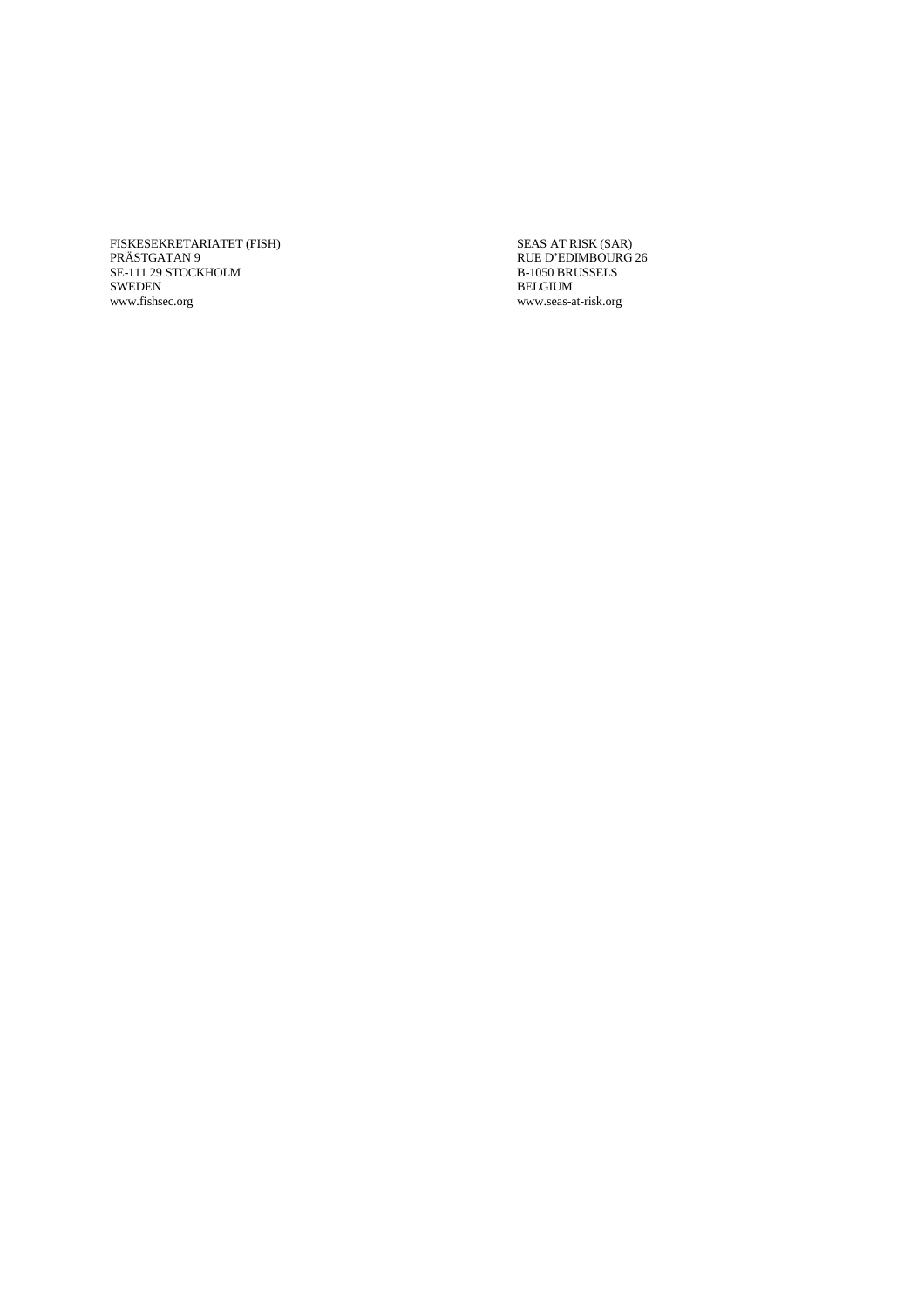FISKESEKRETARIATET (FISH)
PRÅSTGATAN 9
SE-111 29 STOCKHOLM
SWEDEN
www.fishsec.org

SEAS AT RISK (SAR)
RUE D'EDIMBOURG 26
B-1050 BRUSSELS
BELGIUM
www.seas-at-risk.org